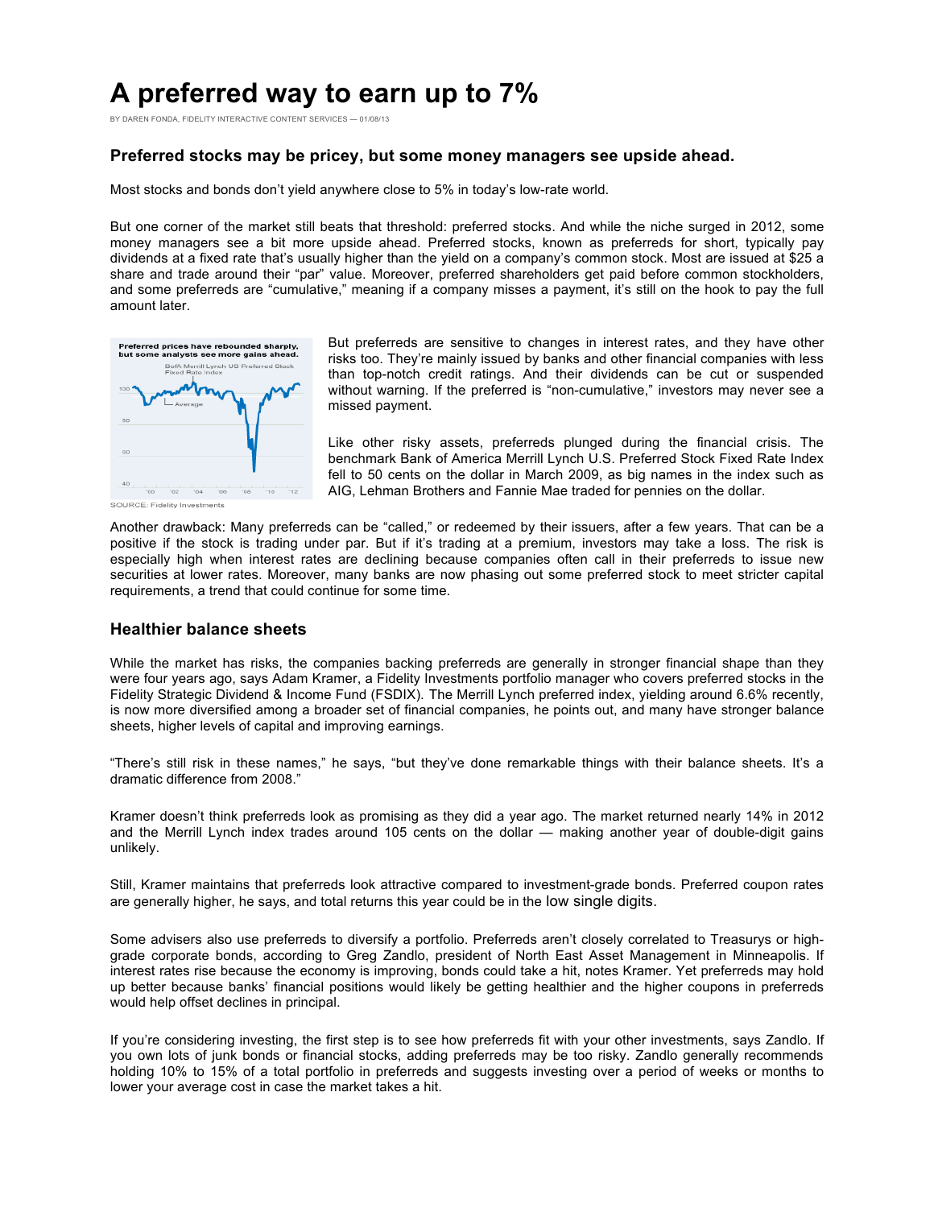# A preferred way to earn up to 7%

BY DAREN FONDA, FIDELITY INTERACTIVE CONTENT SERVICES — 01/08/13

### Preferred stocks may be pricey, but some money managers see upside ahead.

Most stocks and bonds don't yield anywhere close to 5% in today's low-rate world.

But one corner of the market still beats that threshold: preferred stocks. And while the niche surged in 2012, some money managers see a bit more upside ahead. Preferred stocks, known as preferreds for short, typically pay dividends at a fixed rate that's usually higher than the yield on a company's common stock. Most are issued at $25 a share and trade around their "par" value. Moreover, preferred shareholders get paid before common stockholders, and some preferreds are "cumulative," meaning if a company misses a payment, it's still on the hook to pay the full amount later.

**Preferred prices have rebounded sharply, but some analysts see more gains ahead.**

SOURCE: Fidelity Investments

But preferreds are sensitive to changes in interest rates, and they have other risks too. They're mainly issued by banks and other financial companies with less than top-notch credit ratings. And their dividends can be cut or suspended without warning. If the preferred is "non-cumulative," investors may never see a missed payment.

Like other risky assets, preferreds plunged during the financial crisis. The benchmark Bank of America Merrill Lynch U.S. Preferred Stock Fixed Rate Index fell to 50 cents on the dollar in March 2009, as big names in the index such as AIG, Lehman Brothers and Fannie Mae traded for pennies on the dollar.

Another drawback: Many preferreds can be "called," or redeemed by their issuers, after a few years. That can be a positive if the stock is trading under par. But if it's trading at a premium, investors may take a loss. The risk is especially high when interest rates are declining because companies often call in their preferreds to issue new securities at lower rates. Moreover, many banks are now phasing out some preferred stock to meet stricter capital requirements, a trend that could continue for some time.

### Healthier balance sheets

While the market has risks, the companies backing preferreds are generally in stronger financial shape than they were four years ago, says Adam Kramer, a Fidelity Investments portfolio manager who covers preferred stocks in the Fidelity Strategic Dividend & Income Fund (FSDIX). The Merrill Lynch preferred index, yielding around 6.6% recently, is now more diversified among a broader set of financial companies, he points out, and many have stronger balance sheets, higher levels of capital and improving earnings.

"There's still risk in these names," he says, "but they've done remarkable things with their balance sheets. It's a dramatic difference from 2008."

Kramer doesn't think preferreds look as promising as they did a year ago. The market returned nearly 14% in 2012 and the Merrill Lynch index trades around 105 cents on the dollar — making another year of double-digit gains unlikely.

Still, Kramer maintains that preferreds look attractive compared to investment-grade bonds. Preferred coupon rates are generally higher, he says, and total returns this year could be in the low single digits.

Some advisers also use preferreds to diversify a portfolio. Preferreds aren't closely correlated to Treasurys or high-grade corporate bonds, according to Greg Zandlo, president of North East Asset Management in Minneapolis. If interest rates rise because the economy is improving, bonds could take a hit, notes Kramer. Yet preferreds may hold up better because banks' financial positions would likely be getting healthier and the higher coupons in preferreds would help offset declines in principal.

If you're considering investing, the first step is to see how preferreds fit with your other investments, says Zandlo. If you own lots of junk bonds or financial stocks, adding preferreds may be too risky. Zandlo generally recommends holding 10% to 15% of a total portfolio in preferreds and suggests investing over a period of weeks or months to lower your average cost in case the market takes a hit.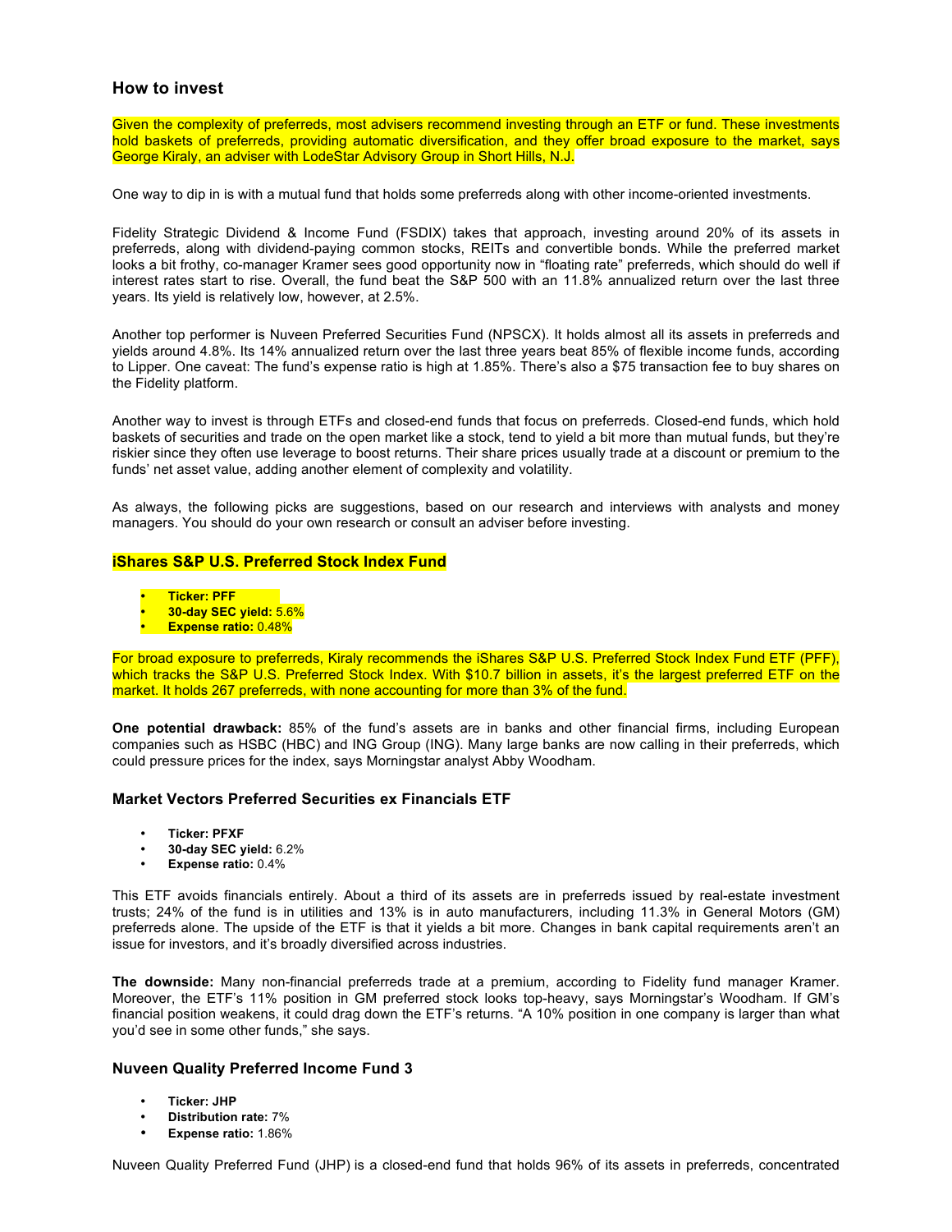## How to invest

Given the complexity of preferreds, most advisers recommend investing through an ETF or fund. These investments hold baskets of preferreds, providing automatic diversification, and they offer broad exposure to the market, says George Kiraly, an adviser with LodeStar Advisory Group in Short Hills, N.J.

One way to dip in is with a mutual fund that holds some preferreds along with other income-oriented investments.

Fidelity Strategic Dividend & Income Fund (FSDIX) takes that approach, investing around 20% of its assets in preferreds, along with dividend-paying common stocks, REITs and convertible bonds. While the preferred market looks a bit frothy, co-manager Kramer sees good opportunity now in "floating rate" preferreds, which should do well if interest rates start to rise. Overall, the fund beat the S&P 500 with an 11.8% annualized return over the last three years. Its yield is relatively low, however, at 2.5%.

Another top performer is Nuveen Preferred Securities Fund (NPSCX). It holds almost all its assets in preferreds and yields around 4.8%. Its 14% annualized return over the last three years beat 85% of flexible income funds, according to Lipper. One caveat: The fund's expense ratio is high at 1.85%. There's also a $75 transaction fee to buy shares on the Fidelity platform.

Another way to invest is through ETFs and closed-end funds that focus on preferreds. Closed-end funds, which hold baskets of securities and trade on the open market like a stock, tend to yield a bit more than mutual funds, but they're riskier since they often use leverage to boost returns. Their share prices usually trade at a discount or premium to the funds' net asset value, adding another element of complexity and volatility.

As always, the following picks are suggestions, based on our research and interviews with analysts and money managers. You should do your own research or consult an adviser before investing.

### iShares S&P U.S. Preferred Stock Index Fund

- **Ticker: PFF**
- **30-day SEC yield:** 5.6%
- **Expense ratio:** 0.48%

For broad exposure to preferreds, Kiraly recommends the iShares S&P U.S. Preferred Stock Index Fund ETF (PFF), which tracks the S&P U.S. Preferred Stock Index. With $10.7 billion in assets, it's the largest preferred ETF on the market. It holds 267 preferreds, with none accounting for more than 3% of the fund.

**One potential drawback:** 85% of the fund's assets are in banks and other financial firms, including European companies such as HSBC (HBC) and ING Group (ING). Many large banks are now calling in their preferreds, which could pressure prices for the index, says Morningstar analyst Abby Woodham.

### Market Vectors Preferred Securities ex Financials ETF

- **Ticker: PFXF**
- **30-day SEC yield:** 6.2%
- **Expense ratio:** 0.4%

This ETF avoids financials entirely. About a third of its assets are in preferreds issued by real-estate investment trusts; 24% of the fund is in utilities and 13% is in auto manufacturers, including 11.3% in General Motors (GM) preferreds alone. The upside of the ETF is that it yields a bit more. Changes in bank capital requirements aren't an issue for investors, and it's broadly diversified across industries.

**The downside:** Many non-financial preferreds trade at a premium, according to Fidelity fund manager Kramer. Moreover, the ETF's 11% position in GM preferred stock looks top-heavy, says Morningstar's Woodham. If GM's financial position weakens, it could drag down the ETF's returns. "A 10% position in one company is larger than what you'd see in some other funds," she says.

### Nuveen Quality Preferred Income Fund 3

- **Ticker: JHP**
- **Distribution rate:** 7%
- **Expense ratio:** 1.86%

Nuveen Quality Preferred Fund (JHP) is a closed-end fund that holds 96% of its assets in preferreds, concentrated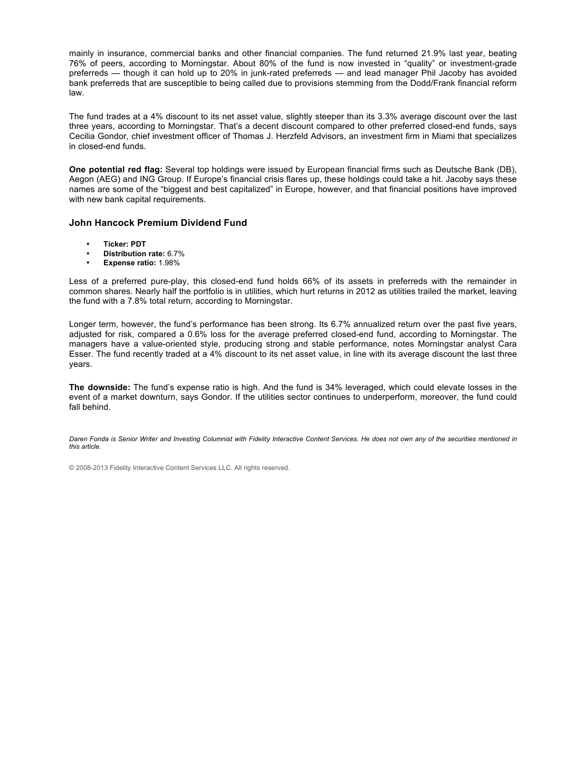mainly in insurance, commercial banks and other financial companies. The fund returned 21.9% last year, beating 76% of peers, according to Morningstar. About 80% of the fund is now invested in "quality" or investment-grade preferreds — though it can hold up to 20% in junk-rated preferreds — and lead manager Phil Jacoby has avoided bank preferreds that are susceptible to being called due to provisions stemming from the Dodd/Frank financial reform law.

The fund trades at a 4% discount to its net asset value, slightly steeper than its 3.3% average discount over the last three years, according to Morningstar. That's a decent discount compared to other preferred closed-end funds, says Cecilia Gondor, chief investment officer of Thomas J. Herzfeld Advisors, an investment firm in Miami that specializes in closed-end funds.

**One potential red flag:** Several top holdings were issued by European financial firms such as Deutsche Bank (DB), Aegon (AEG) and ING Group. If Europe's financial crisis flares up, these holdings could take a hit. Jacoby says these names are some of the "biggest and best capitalized" in Europe, however, and that financial positions have improved with new bank capital requirements.

### John Hancock Premium Dividend Fund

- **Ticker: PDT**
- **Distribution rate:** 6.7%
- **Expense ratio:** 1.98%

Less of a preferred pure-play, this closed-end fund holds 66% of its assets in preferreds with the remainder in common shares. Nearly half the portfolio is in utilities, which hurt returns in 2012 as utilities trailed the market, leaving the fund with a 7.8% total return, according to Morningstar.

Longer term, however, the fund's performance has been strong. Its 6.7% annualized return over the past five years, adjusted for risk, compared a 0.6% loss for the average preferred closed-end fund, according to Morningstar. The managers have a value-oriented style, producing strong and stable performance, notes Morningstar analyst Cara Esser. The fund recently traded at a 4% discount to its net asset value, in line with its average discount the last three years.

**The downside:** The fund's expense ratio is high. And the fund is 34% leveraged, which could elevate losses in the event of a market downturn, says Gondor. If the utilities sector continues to underperform, moreover, the fund could fall behind.

*Daren Fonda is Senior Writer and Investing Columnist with Fidelity Interactive Content Services. He does not own any of the securities mentioned in this article.*

© 2008-2013 Fidelity Interactive Content Services LLC. All rights reserved.